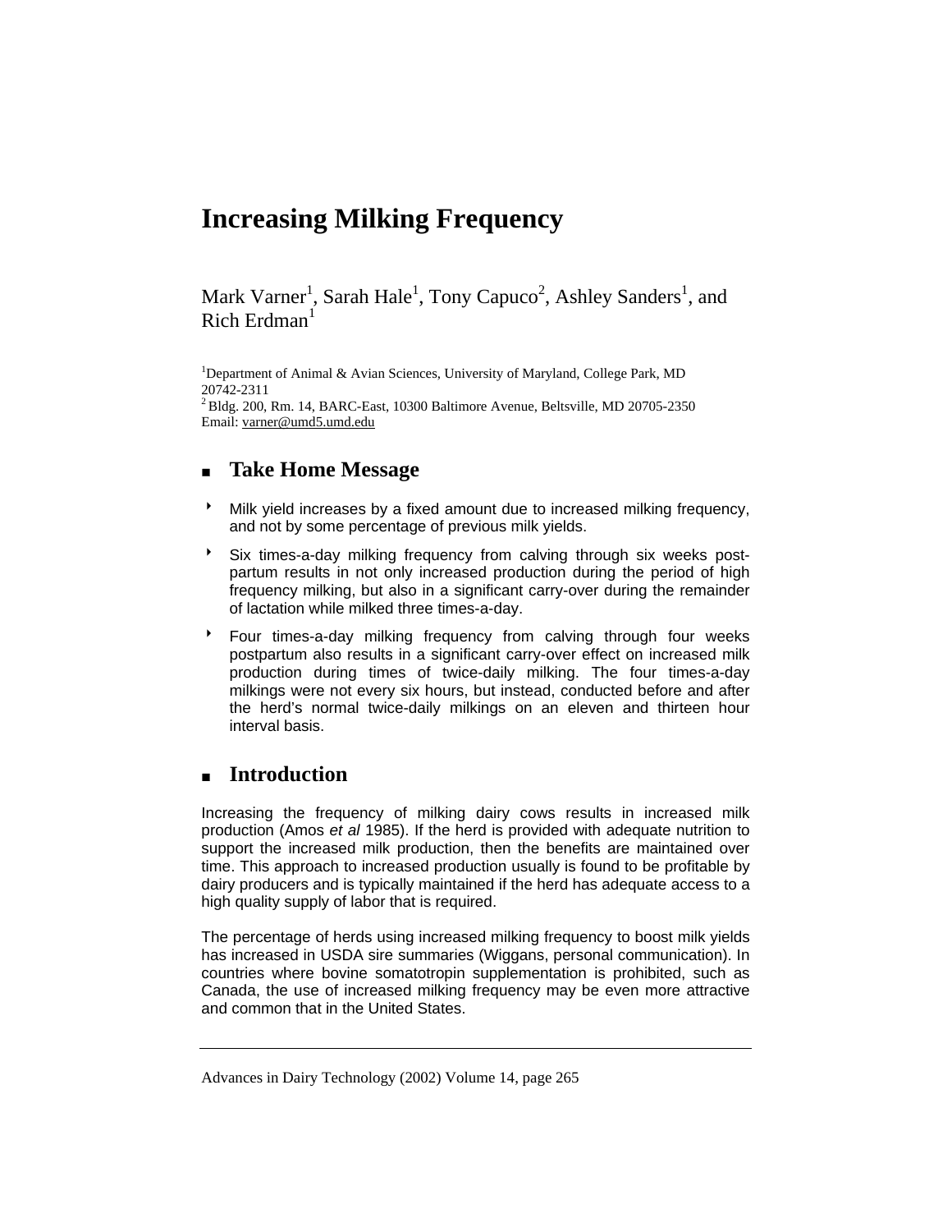# Increasing Milking Frequency

Mark Varner[1], Sarah Hale[1], Tony Capuco[2], Ashley Sanders[1], and Rich Erdman[1]

[1]Department of Animal & Avian Sciences, University of Maryland, College Park, MD 20742-2311
[2]Bldg. 200, Rm. 14, BARC-East, 10300 Baltimore Avenue, Beltsville, MD 20705-2350
Email: varner@umd5.umd.edu

## Take Home Message

- Milk yield increases by a fixed amount due to increased milking frequency, and not by some percentage of previous milk yields.
- Six times-a-day milking frequency from calving through six weeks post-partum results in not only increased production during the period of high frequency milking, but also in a significant carry-over during the remainder of lactation while milked three times-a-day.
- Four times-a-day milking frequency from calving through four weeks postpartum also results in a significant carry-over effect on increased milk production during times of twice-daily milking. The four times-a-day milkings were not every six hours, but instead, conducted before and after the herd's normal twice-daily milkings on an eleven and thirteen hour interval basis.

## Introduction

Increasing the frequency of milking dairy cows results in increased milk production (Amos *et al* 1985). If the herd is provided with adequate nutrition to support the increased milk production, then the benefits are maintained over time. This approach to increased production usually is found to be profitable by dairy producers and is typically maintained if the herd has adequate access to a high quality supply of labor that is required.

The percentage of herds using increased milking frequency to boost milk yields has increased in USDA sire summaries (Wiggans, personal communication). In countries where bovine somatotropin supplementation is prohibited, such as Canada, the use of increased milking frequency may be even more attractive and common that in the United States.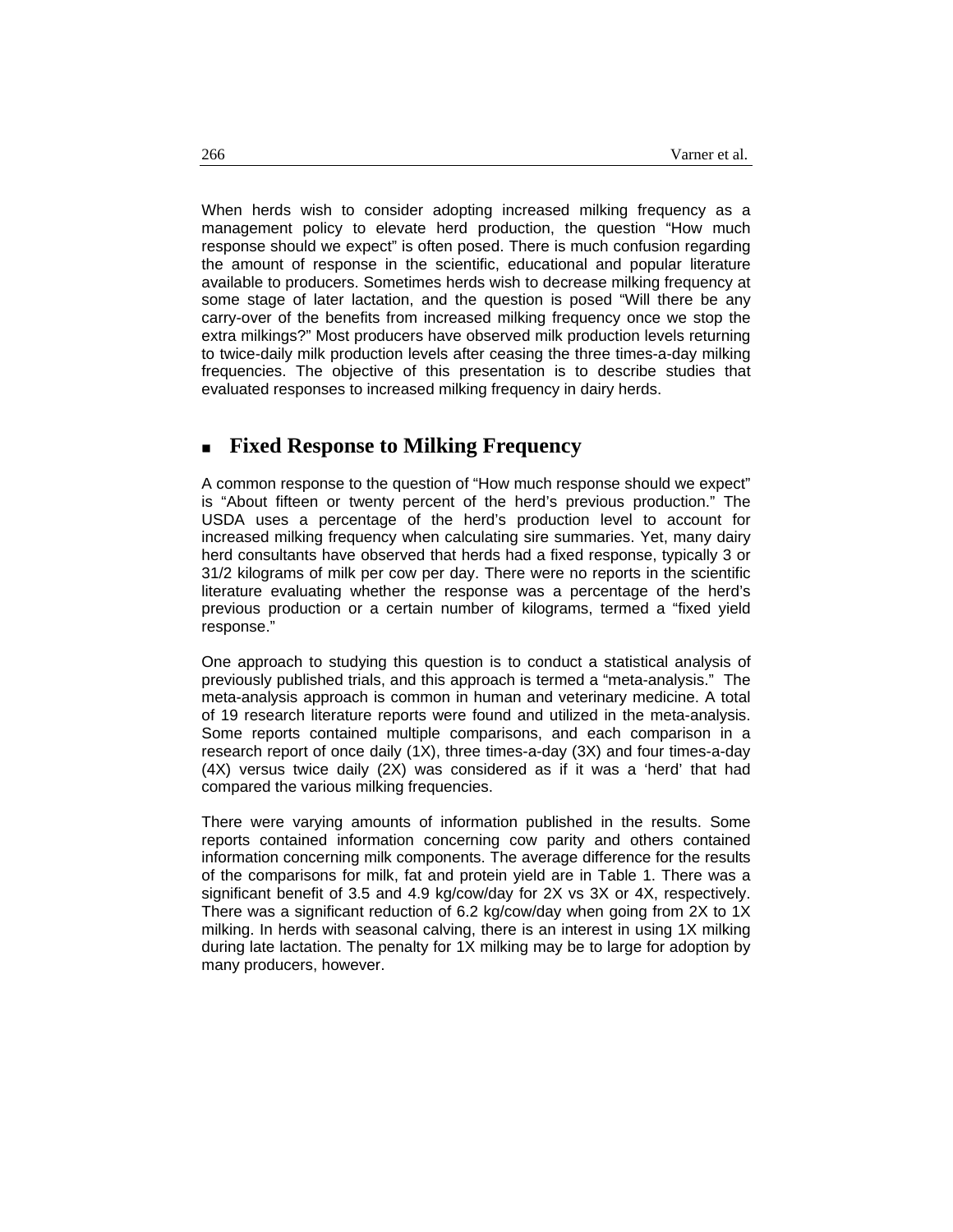When herds wish to consider adopting increased milking frequency as a management policy to elevate herd production, the question "How much response should we expect" is often posed. There is much confusion regarding the amount of response in the scientific, educational and popular literature available to producers. Sometimes herds wish to decrease milking frequency at some stage of later lactation, and the question is posed "Will there be any carry-over of the benefits from increased milking frequency once we stop the extra milkings?" Most producers have observed milk production levels returning to twice-daily milk production levels after ceasing the three times-a-day milking frequencies. The objective of this presentation is to describe studies that evaluated responses to increased milking frequency in dairy herds.

## Fixed Response to Milking Frequency

A common response to the question of "How much response should we expect" is "About fifteen or twenty percent of the herd's previous production." The USDA uses a percentage of the herd's production level to account for increased milking frequency when calculating sire summaries. Yet, many dairy herd consultants have observed that herds had a fixed response, typically 3 or 31/2 kilograms of milk per cow per day. There were no reports in the scientific literature evaluating whether the response was a percentage of the herd's previous production or a certain number of kilograms, termed a "fixed yield response."

One approach to studying this question is to conduct a statistical analysis of previously published trials, and this approach is termed a "meta-analysis." The meta-analysis approach is common in human and veterinary medicine. A total of 19 research literature reports were found and utilized in the meta-analysis. Some reports contained multiple comparisons, and each comparison in a research report of once daily (1X), three times-a-day (3X) and four times-a-day (4X) versus twice daily (2X) was considered as if it was a 'herd' that had compared the various milking frequencies.

There were varying amounts of information published in the results. Some reports contained information concerning cow parity and others contained information concerning milk components. The average difference for the results of the comparisons for milk, fat and protein yield are in Table 1. There was a significant benefit of 3.5 and 4.9 kg/cow/day for 2X vs 3X or 4X, respectively. There was a significant reduction of 6.2 kg/cow/day when going from 2X to 1X milking. In herds with seasonal calving, there is an interest in using 1X milking during late lactation. The penalty for 1X milking may be to large for adoption by many producers, however.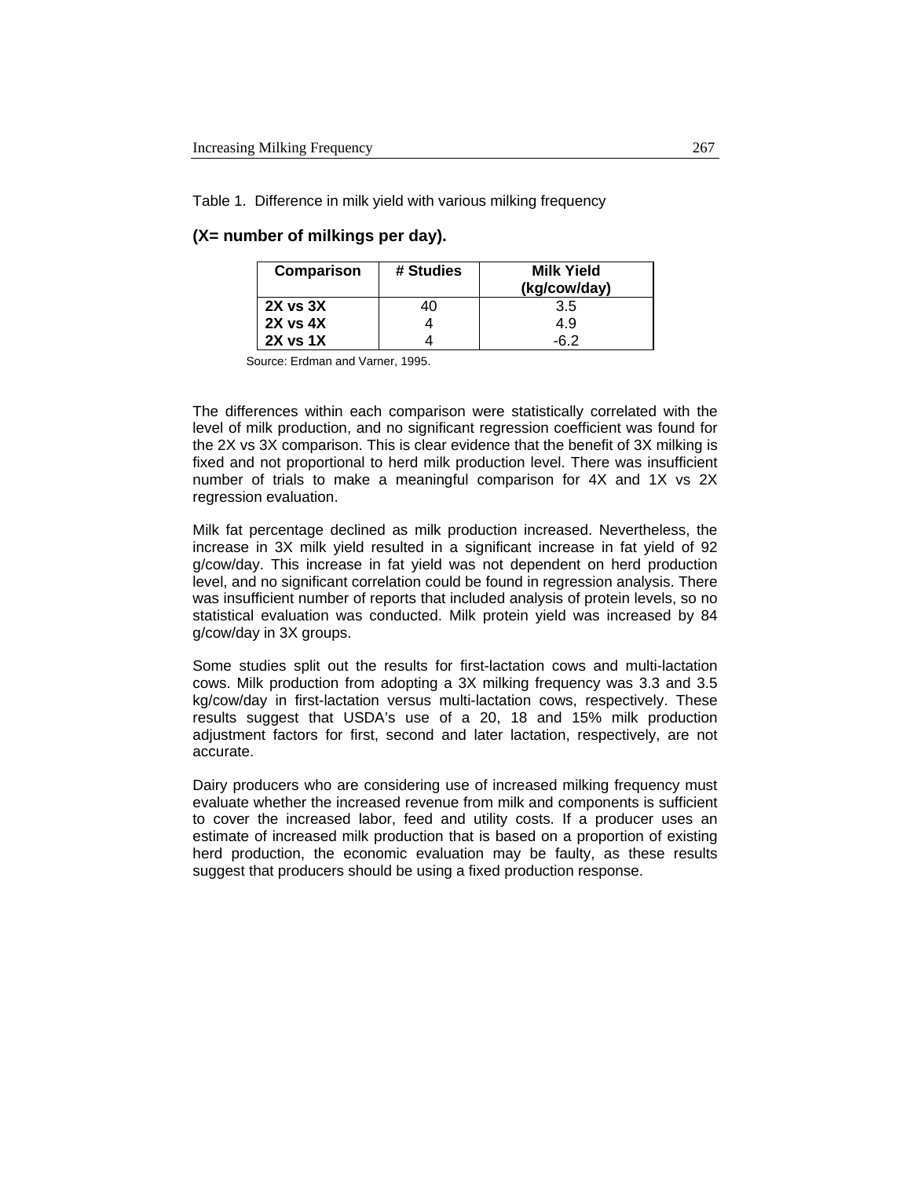Table 1. Difference in milk yield with various milking frequency

**(X= number of milkings per day).**

| Comparison | # Studies | Milk Yield (kg/cow/day) |
|---|---|---|
| **2X vs 3X** | 40 | 3.5 |
| **2X vs 4X** | 4 | 4.9 |
| **2X vs 1X** | 4 | -6.2 |

Source: Erdman and Varner, 1995.

The differences within each comparison were statistically correlated with the level of milk production, and no significant regression coefficient was found for the 2X vs 3X comparison. This is clear evidence that the benefit of 3X milking is fixed and not proportional to herd milk production level. There was insufficient number of trials to make a meaningful comparison for 4X and 1X vs 2X regression evaluation.

Milk fat percentage declined as milk production increased. Nevertheless, the increase in 3X milk yield resulted in a significant increase in fat yield of 92 g/cow/day. This increase in fat yield was not dependent on herd production level, and no significant correlation could be found in regression analysis. There was insufficient number of reports that included analysis of protein levels, so no statistical evaluation was conducted. Milk protein yield was increased by 84 g/cow/day in 3X groups.

Some studies split out the results for first-lactation cows and multi-lactation cows. Milk production from adopting a 3X milking frequency was 3.3 and 3.5 kg/cow/day in first-lactation versus multi-lactation cows, respectively. These results suggest that USDA's use of a 20, 18 and 15% milk production adjustment factors for first, second and later lactation, respectively, are not accurate.

Dairy producers who are considering use of increased milking frequency must evaluate whether the increased revenue from milk and components is sufficient to cover the increased labor, feed and utility costs. If a producer uses an estimate of increased milk production that is based on a proportion of existing herd production, the economic evaluation may be faulty, as these results suggest that producers should be using a fixed production response.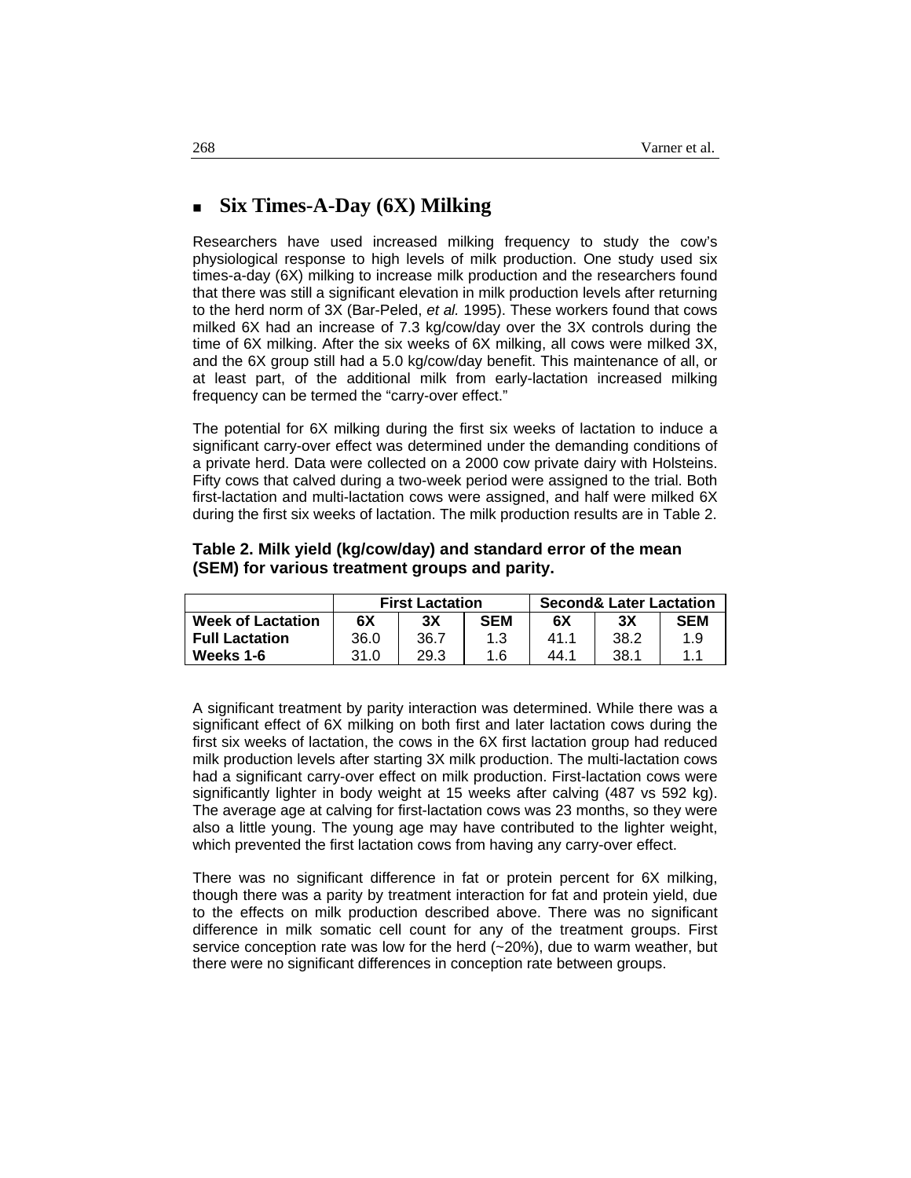## Six Times-A-Day (6X) Milking

Researchers have used increased milking frequency to study the cow's physiological response to high levels of milk production. One study used six times-a-day (6X) milking to increase milk production and the researchers found that there was still a significant elevation in milk production levels after returning to the herd norm of 3X (Bar-Peled, *et al.* 1995). These workers found that cows milked 6X had an increase of 7.3 kg/cow/day over the 3X controls during the time of 6X milking. After the six weeks of 6X milking, all cows were milked 3X, and the 6X group still had a 5.0 kg/cow/day benefit. This maintenance of all, or at least part, of the additional milk from early-lactation increased milking frequency can be termed the "carry-over effect."

The potential for 6X milking during the first six weeks of lactation to induce a significant carry-over effect was determined under the demanding conditions of a private herd. Data were collected on a 2000 cow private dairy with Holsteins. Fifty cows that calved during a two-week period were assigned to the trial. Both first-lactation and multi-lactation cows were assigned, and half were milked 6X during the first six weeks of lactation. The milk production results are in Table 2.

**Table 2. Milk yield (kg/cow/day) and standard error of the mean (SEM) for various treatment groups and parity.**

| | First Lactation | | | Second& Later Lactation | | |
|---|---|---|---|---|---|---|
| **Week of Lactation** | **6X** | **3X** | **SEM** | **6X** | **3X** | **SEM** |
| **Full Lactation** | 36.0 | 36.7 | 1.3 | 41.1 | 38.2 | 1.9 |
| **Weeks 1-6** | 31.0 | 29.3 | 1.6 | 44.1 | 38.1 | 1.1 |

A significant treatment by parity interaction was determined. While there was a significant effect of 6X milking on both first and later lactation cows during the first six weeks of lactation, the cows in the 6X first lactation group had reduced milk production levels after starting 3X milk production. The multi-lactation cows had a significant carry-over effect on milk production. First-lactation cows were significantly lighter in body weight at 15 weeks after calving (487 vs 592 kg). The average age at calving for first-lactation cows was 23 months, so they were also a little young. The young age may have contributed to the lighter weight, which prevented the first lactation cows from having any carry-over effect.

There was no significant difference in fat or protein percent for 6X milking, though there was a parity by treatment interaction for fat and protein yield, due to the effects on milk production described above. There was no significant difference in milk somatic cell count for any of the treatment groups. First service conception rate was low for the herd (~20%), due to warm weather, but there were no significant differences in conception rate between groups.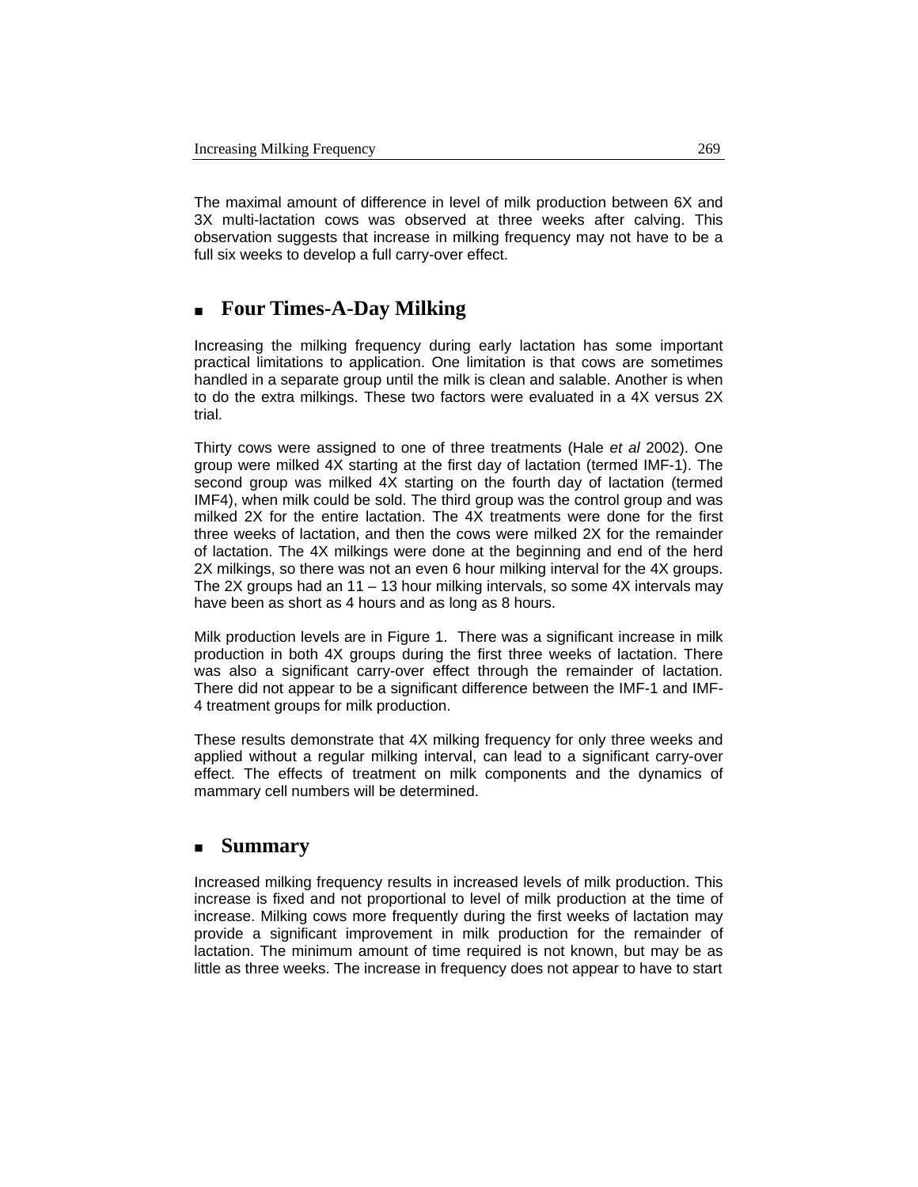The maximal amount of difference in level of milk production between 6X and 3X multi-lactation cows was observed at three weeks after calving. This observation suggests that increase in milking frequency may not have to be a full six weeks to develop a full carry-over effect.

## Four Times-A-Day Milking

Increasing the milking frequency during early lactation has some important practical limitations to application. One limitation is that cows are sometimes handled in a separate group until the milk is clean and salable. Another is when to do the extra milkings. These two factors were evaluated in a 4X versus 2X trial.

Thirty cows were assigned to one of three treatments (Hale *et al* 2002). One group were milked 4X starting at the first day of lactation (termed IMF-1). The second group was milked 4X starting on the fourth day of lactation (termed IMF4), when milk could be sold. The third group was the control group and was milked 2X for the entire lactation. The 4X treatments were done for the first three weeks of lactation, and then the cows were milked 2X for the remainder of lactation. The 4X milkings were done at the beginning and end of the herd 2X milkings, so there was not an even 6 hour milking interval for the 4X groups. The 2X groups had an 11 – 13 hour milking intervals, so some 4X intervals may have been as short as 4 hours and as long as 8 hours.

Milk production levels are in Figure 1. There was a significant increase in milk production in both 4X groups during the first three weeks of lactation. There was also a significant carry-over effect through the remainder of lactation. There did not appear to be a significant difference between the IMF-1 and IMF-4 treatment groups for milk production.

These results demonstrate that 4X milking frequency for only three weeks and applied without a regular milking interval, can lead to a significant carry-over effect. The effects of treatment on milk components and the dynamics of mammary cell numbers will be determined.

## Summary

Increased milking frequency results in increased levels of milk production. This increase is fixed and not proportional to level of milk production at the time of increase. Milking cows more frequently during the first weeks of lactation may provide a significant improvement in milk production for the remainder of lactation. The minimum amount of time required is not known, but may be as little as three weeks. The increase in frequency does not appear to have to start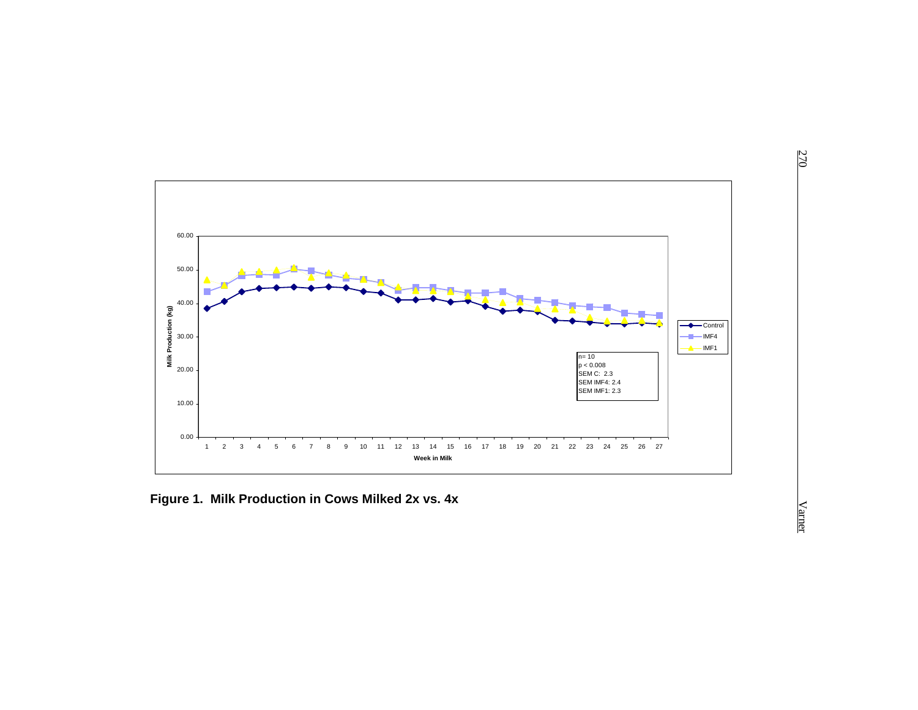Figure 1. Milk Production in Cows Milked 2x vs. 4x

n= 10
$p < 0.008$
SEM C: 2.3
SEM IMF4: 2.4
SEM IMF1: 2.3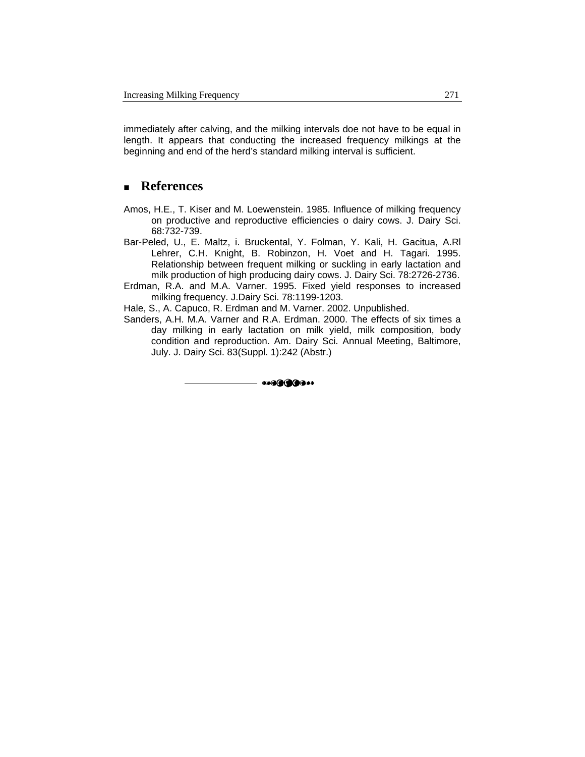immediately after calving, and the milking intervals doe not have to be equal in length. It appears that conducting the increased frequency milkings at the beginning and end of the herd's standard milking interval is sufficient.

## References

Amos, H.E., T. Kiser and M. Loewenstein. 1985. Influence of milking frequency on productive and reproductive efficiencies o dairy cows. J. Dairy Sci. 68:732-739.

Bar-Peled, U., E. Maltz, i. Bruckental, Y. Folman, Y. Kali, H. Gacitua, A.Rl Lehrer, C.H. Knight, B. Robinzon, H. Voet and H. Tagari. 1995. Relationship between frequent milking or suckling in early lactation and milk production of high producing dairy cows. J. Dairy Sci. 78:2726-2736.

Erdman, R.A. and M.A. Varner. 1995. Fixed yield responses to increased milking frequency. J.Dairy Sci. 78:1199-1203.

Hale, S., A. Capuco, R. Erdman and M. Varner. 2002. Unpublished.

Sanders, A.H. M.A. Varner and R.A. Erdman. 2000. The effects of six times a day milking in early lactation on milk yield, milk composition, body condition and reproduction. Am. Dairy Sci. Annual Meeting, Baltimore, July. J. Dairy Sci. 83(Suppl. 1):242 (Abstr.)